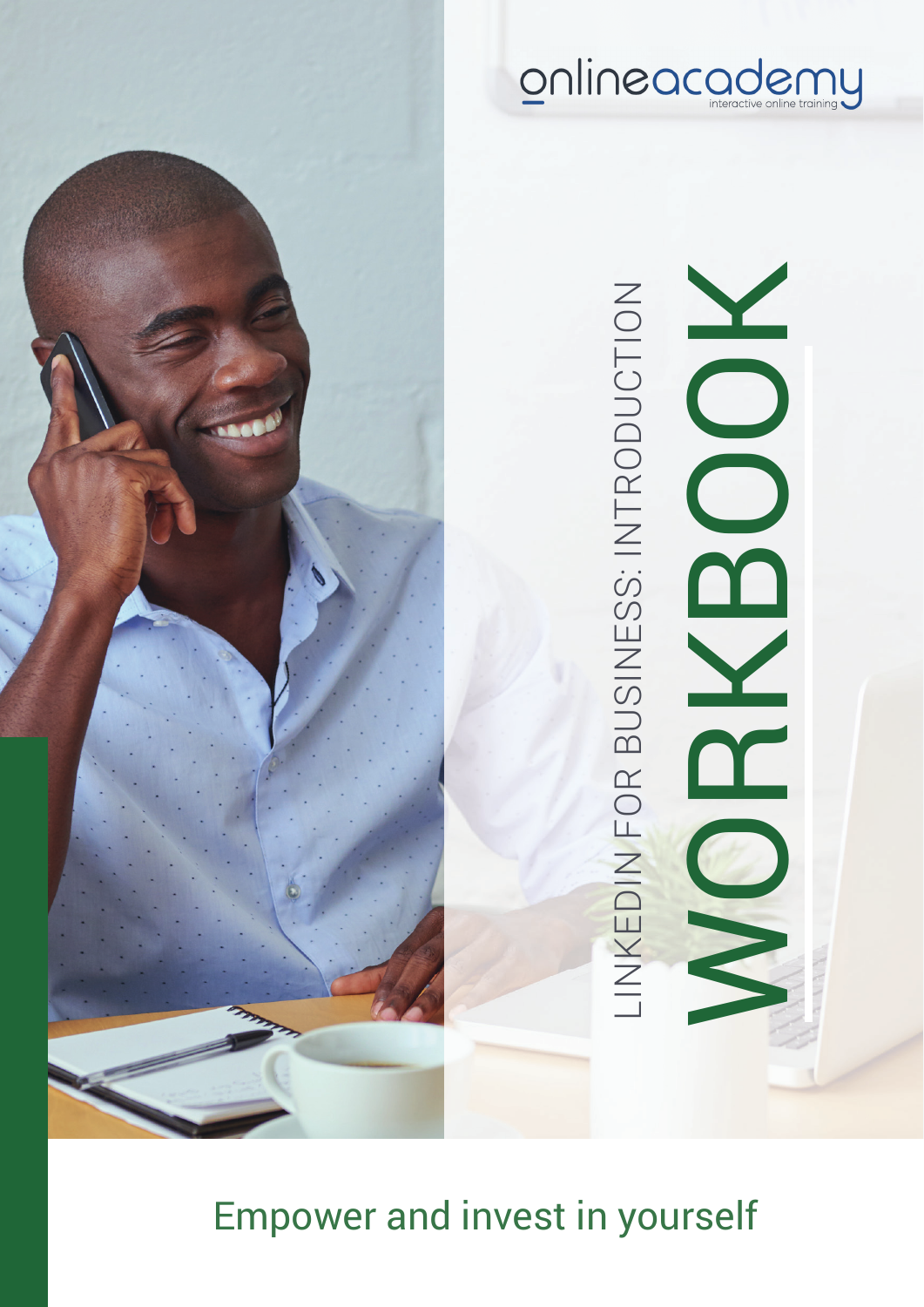onlineacademy

interactive online training

# LINKEDIN FOR BUSINESS: INTRODUCTION

# WORKBOOK

Empower and invest in yourself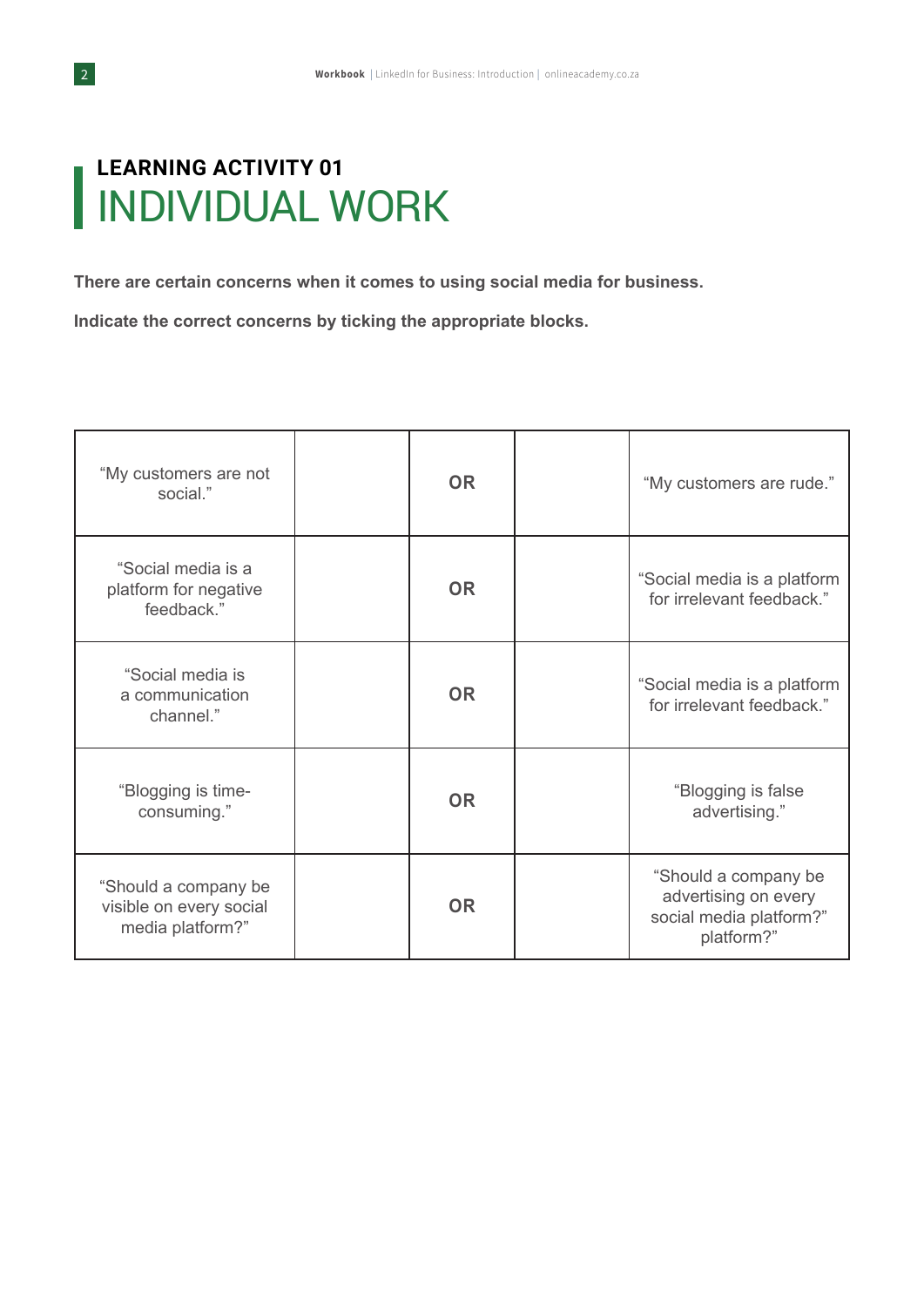## LEARNING ACTIVITY 01

# INDIVIDUAL WORK

**There are certain concerns when it comes to using social media for business.**

**Indicate the correct concerns by ticking the appropriate blocks.**

| | | | | |
|---|---|---|---|---|
| "My customers are not social." | | **OR** | | "My customers are rude." |
| "Social media is a platform for negative feedback." | | **OR** | | "Social media is a platform for irrelevant feedback." |
| "Social media is a communication channel." | | **OR** | | "Social media is a platform for irrelevant feedback." |
| "Blogging is time-consuming." | | **OR** | | "Blogging is false advertising." |
| "Should a company be visible on every social media platform?" | | **OR** | | "Should a company be advertising on every social media platform?" platform?" |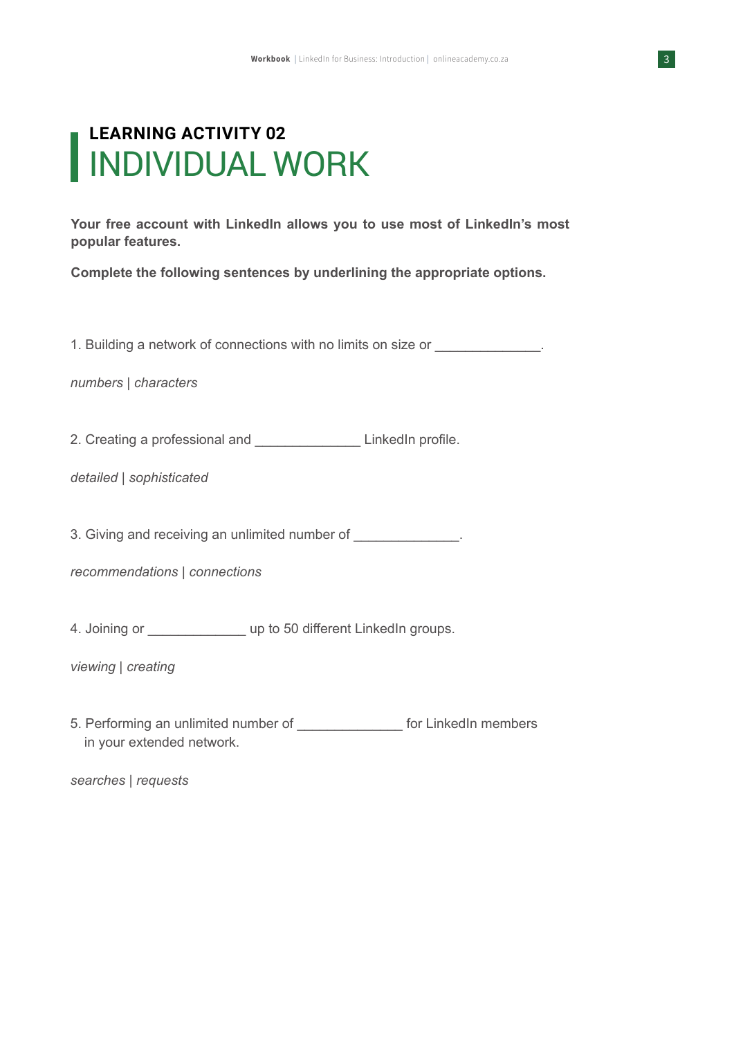## LEARNING ACTIVITY 02

# INDIVIDUAL WORK

**Your free account with LinkedIn allows you to use most of LinkedIn's most popular features.**

**Complete the following sentences by underlining the appropriate options.**

1. Building a network of connections with no limits on size or _____________.

*numbers* | *characters*

2. Creating a professional and _____________ LinkedIn profile.

*detailed* | *sophisticated*

3. Giving and receiving an unlimited number of _____________.

*recommendations* | *connections*

4. Joining or _____________ up to 50 different LinkedIn groups.

*viewing* | *creating*

5. Performing an unlimited number of _____________ for LinkedIn members in your extended network.

*searches* | *requests*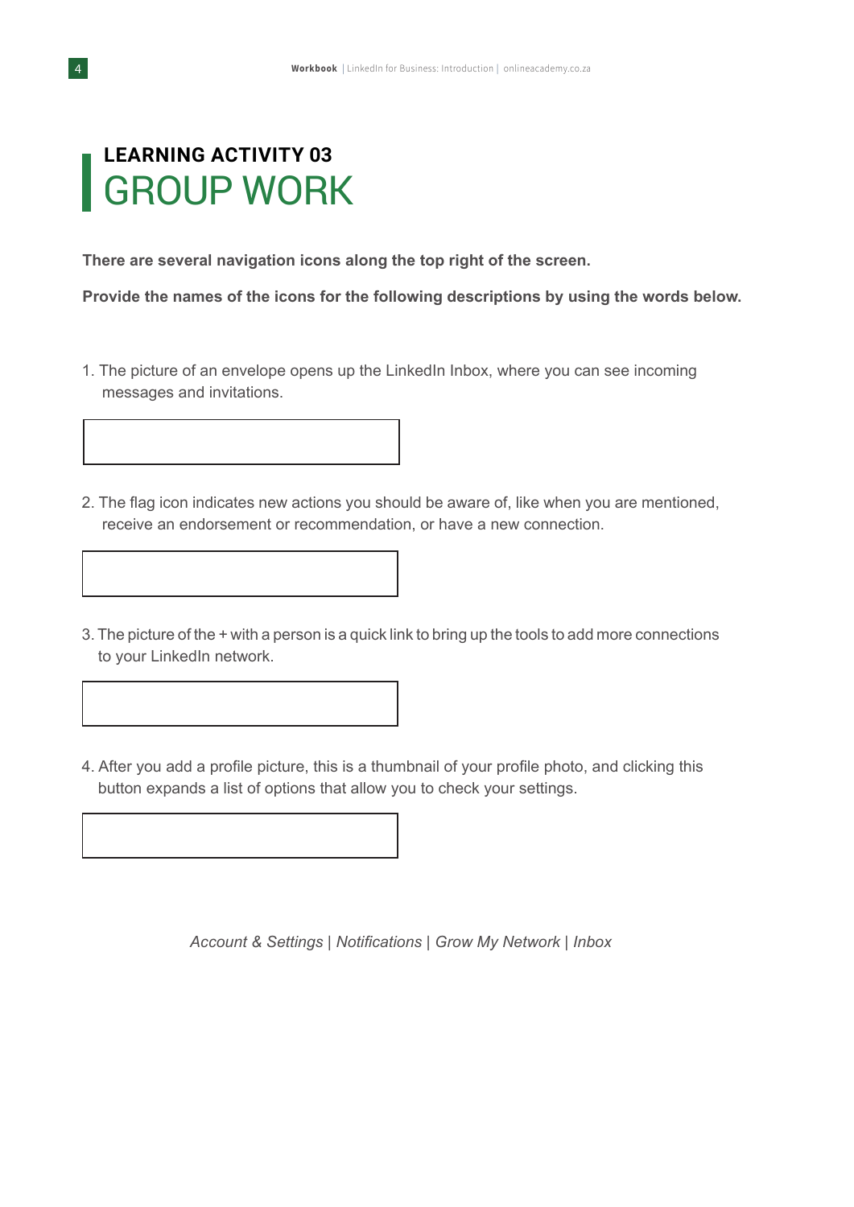## LEARNING ACTIVITY 03

# GROUP WORK

**There are several navigation icons along the top right of the screen.**

**Provide the names of the icons for the following descriptions by using the words below.**

1. The picture of an envelope opens up the LinkedIn Inbox, where you can see incoming messages and invitations.

2. The flag icon indicates new actions you should be aware of, like when you are mentioned, receive an endorsement or recommendation, or have a new connection.

3. The picture of the + with a person is a quick link to bring up the tools to add more connections to your LinkedIn network.

4. After you add a profile picture, this is a thumbnail of your profile photo, and clicking this button expands a list of options that allow you to check your settings.

*Account & Settings* | *Notifications* | *Grow My Network* | *Inbox*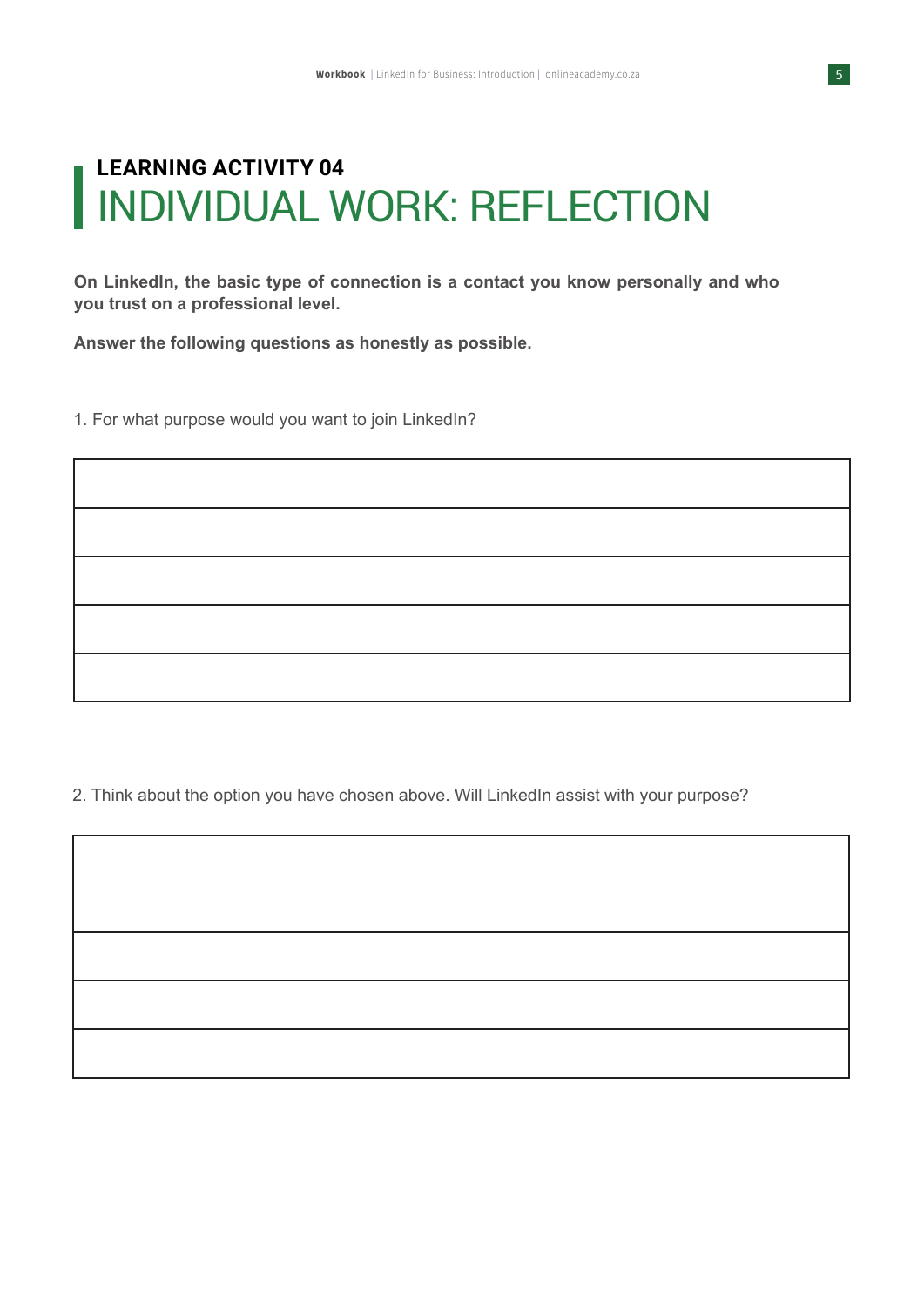## LEARNING ACTIVITY 04

# INDIVIDUAL WORK: REFLECTION

**On LinkedIn, the basic type of connection is a contact you know personally and who you trust on a professional level.**

**Answer the following questions as honestly as possible.**

1. For what purpose would you want to join LinkedIn?

| |
|---|
| |
| |
| |
| |
| |

2. Think about the option you have chosen above. Will LinkedIn assist with your purpose?

| |
|---|
| |
| |
| |
| |
| |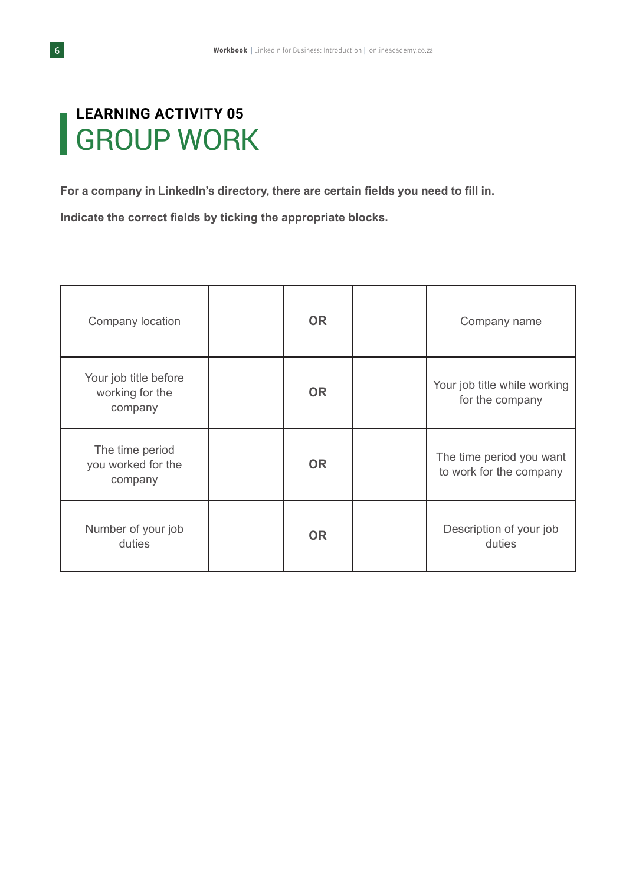## LEARNING ACTIVITY 05

# GROUP WORK

**For a company in LinkedIn's directory, there are certain fields you need to fill in.**

**Indicate the correct fields by ticking the appropriate blocks.**

| | | | | |
|---|---|---|---|---|
| Company location | | **OR** | | Company name |
| Your job title before working for the company | | **OR** | | Your job title while working for the company |
| The time period you worked for the company | | **OR** | | The time period you want to work for the company |
| Number of your job duties | | **OR** | | Description of your job duties |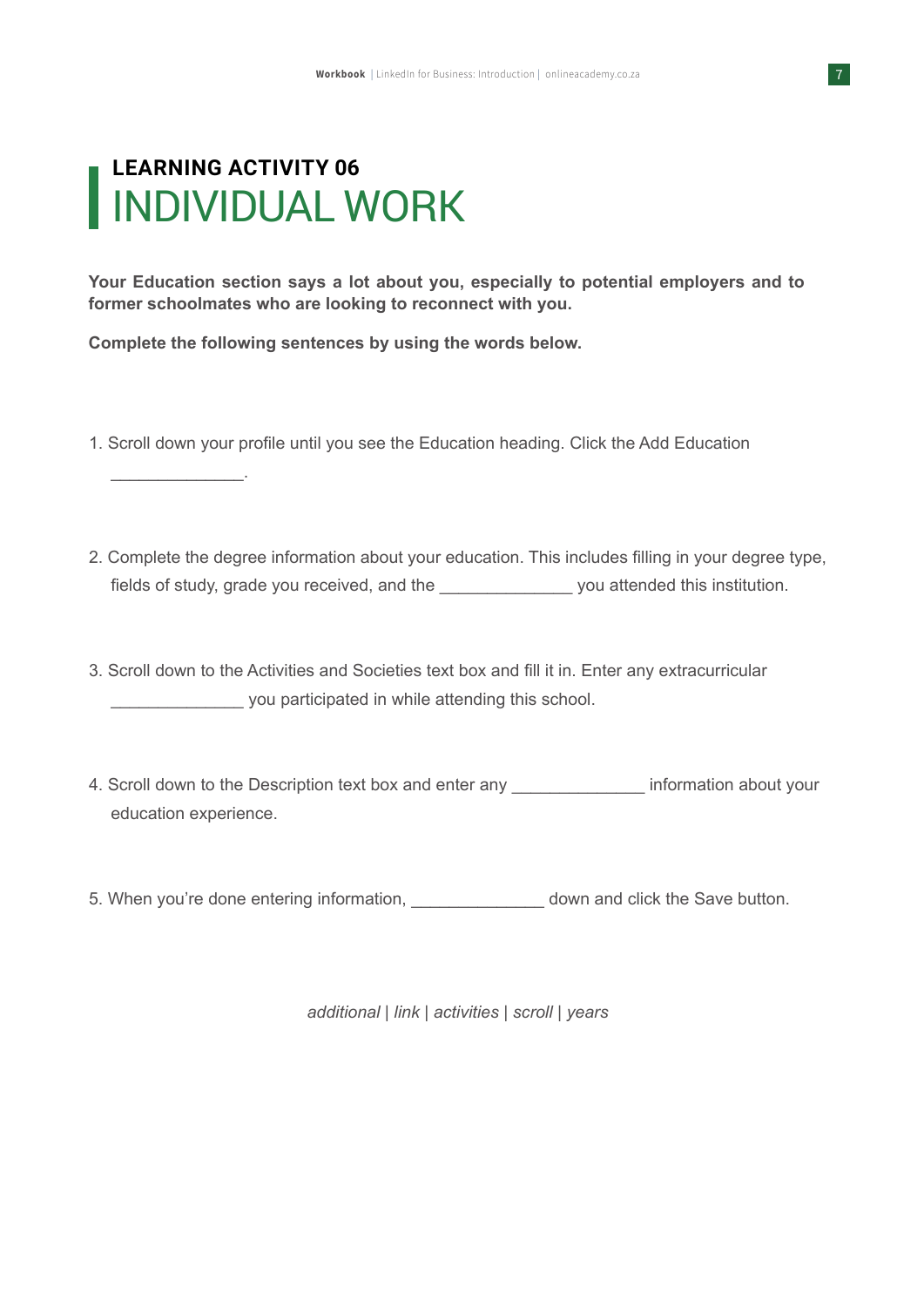## LEARNING ACTIVITY 06

# INDIVIDUAL WORK

**Your Education section says a lot about you, especially to potential employers and to former schoolmates who are looking to reconnect with you.**

**Complete the following sentences by using the words below.**

1. Scroll down your profile until you see the Education heading. Click the Add Education ______________.

2. Complete the degree information about your education. This includes filling in your degree type, fields of study, grade you received, and the ______________ you attended this institution.

3. Scroll down to the Activities and Societies text box and fill it in. Enter any extracurricular ______________ you participated in while attending this school.

4. Scroll down to the Description text box and enter any ______________ information about your education experience.

5. When you're done entering information, ______________ down and click the Save button.

*additional* | *link* | *activities* | *scroll* | *years*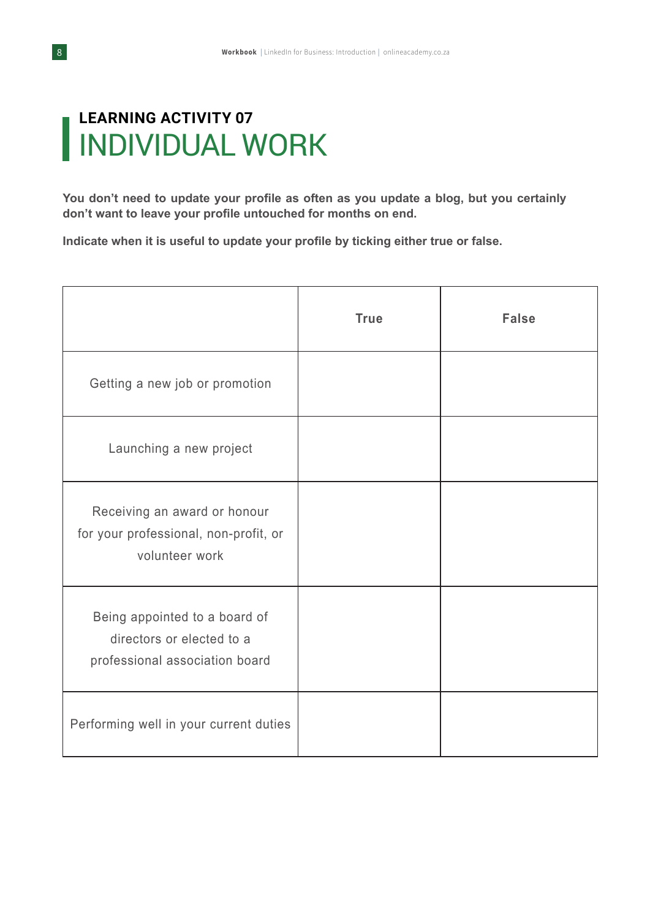## LEARNING ACTIVITY 07

# INDIVIDUAL WORK

**You don't need to update your profile as often as you update a blog, but you certainly don't want to leave your profile untouched for months on end.**

**Indicate when it is useful to update your profile by ticking either true or false.**

| | True | False |
|---|---|---|
| Getting a new job or promotion | | |
| Launching a new project | | |
| Receiving an award or honour for your professional, non-profit, or volunteer work | | |
| Being appointed to a board of directors or elected to a professional association board | | |
| Performing well in your current duties | | |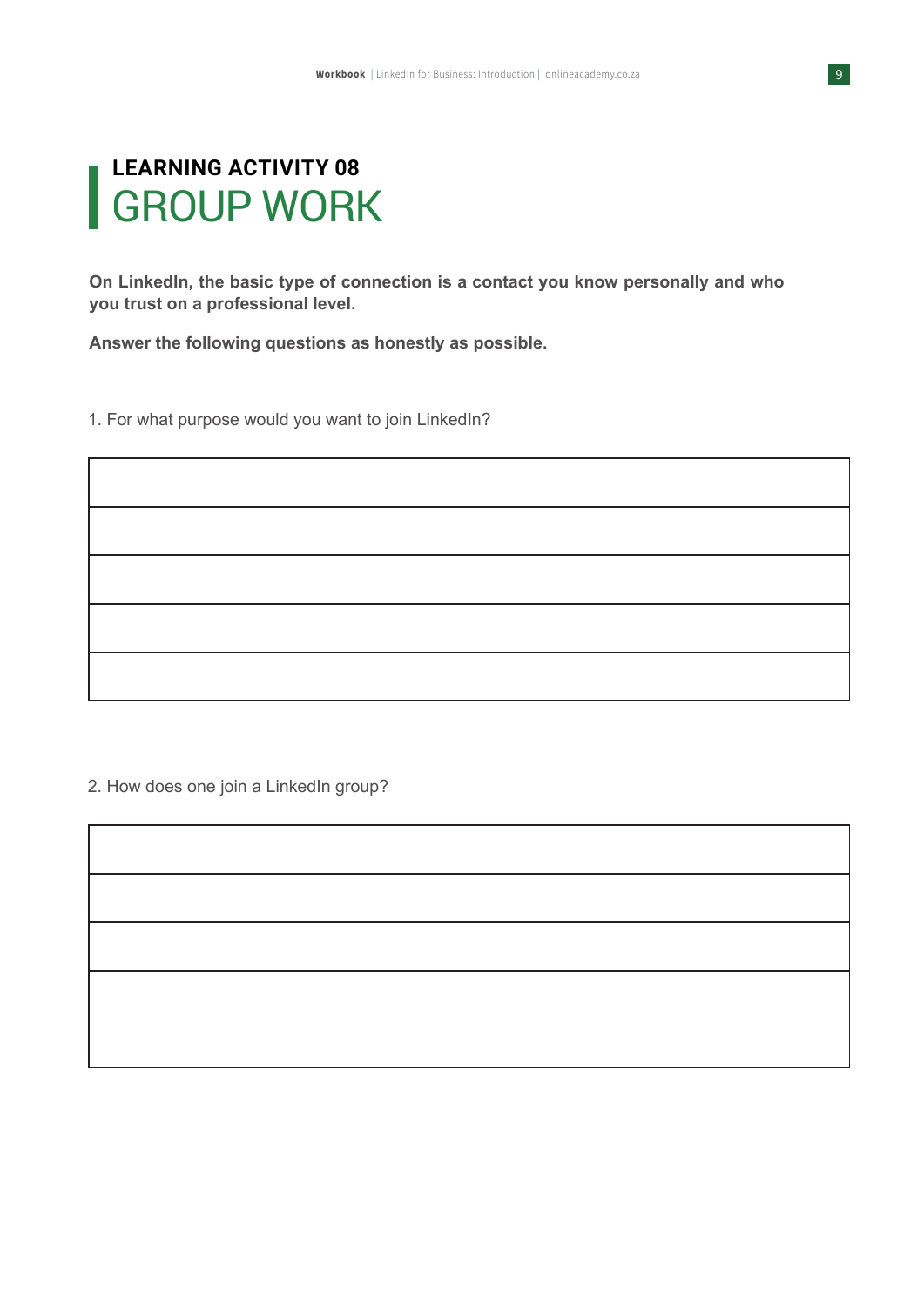## LEARNING ACTIVITY 08

# GROUP WORK

**On LinkedIn, the basic type of connection is a contact you know personally and who you trust on a professional level.**

**Answer the following questions as honestly as possible.**

1. For what purpose would you want to join LinkedIn?

| |
|---|
| |
| |
| |
| |
| |

2. How does one join a LinkedIn group?

| |
|---|
| |
| |
| |
| |
| |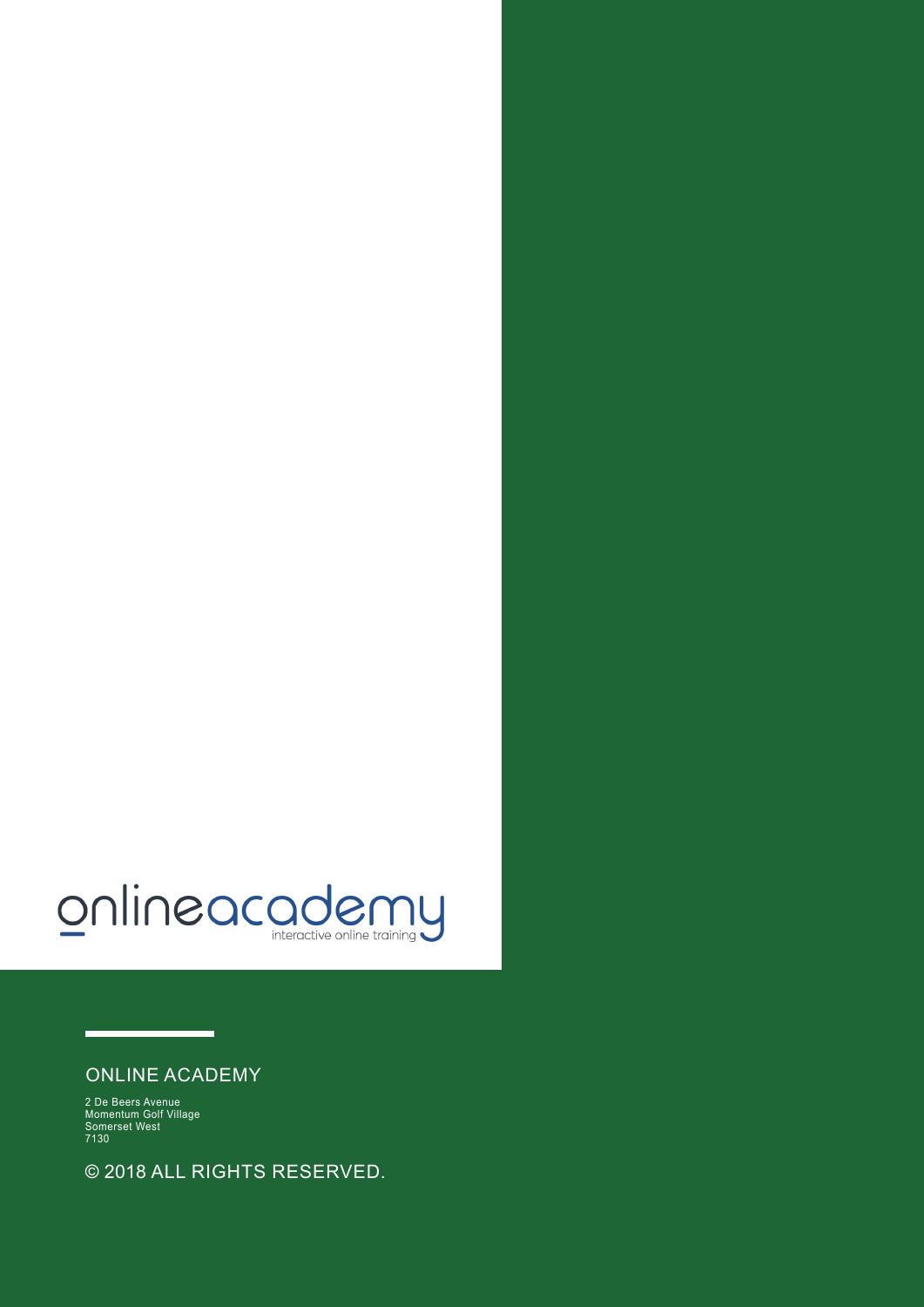onlineacademy
interactive online training

ONLINE ACADEMY

2 De Beers Avenue
Momentum Golf Village
Somerset West
7130

© 2018 ALL RIGHTS RESERVED.